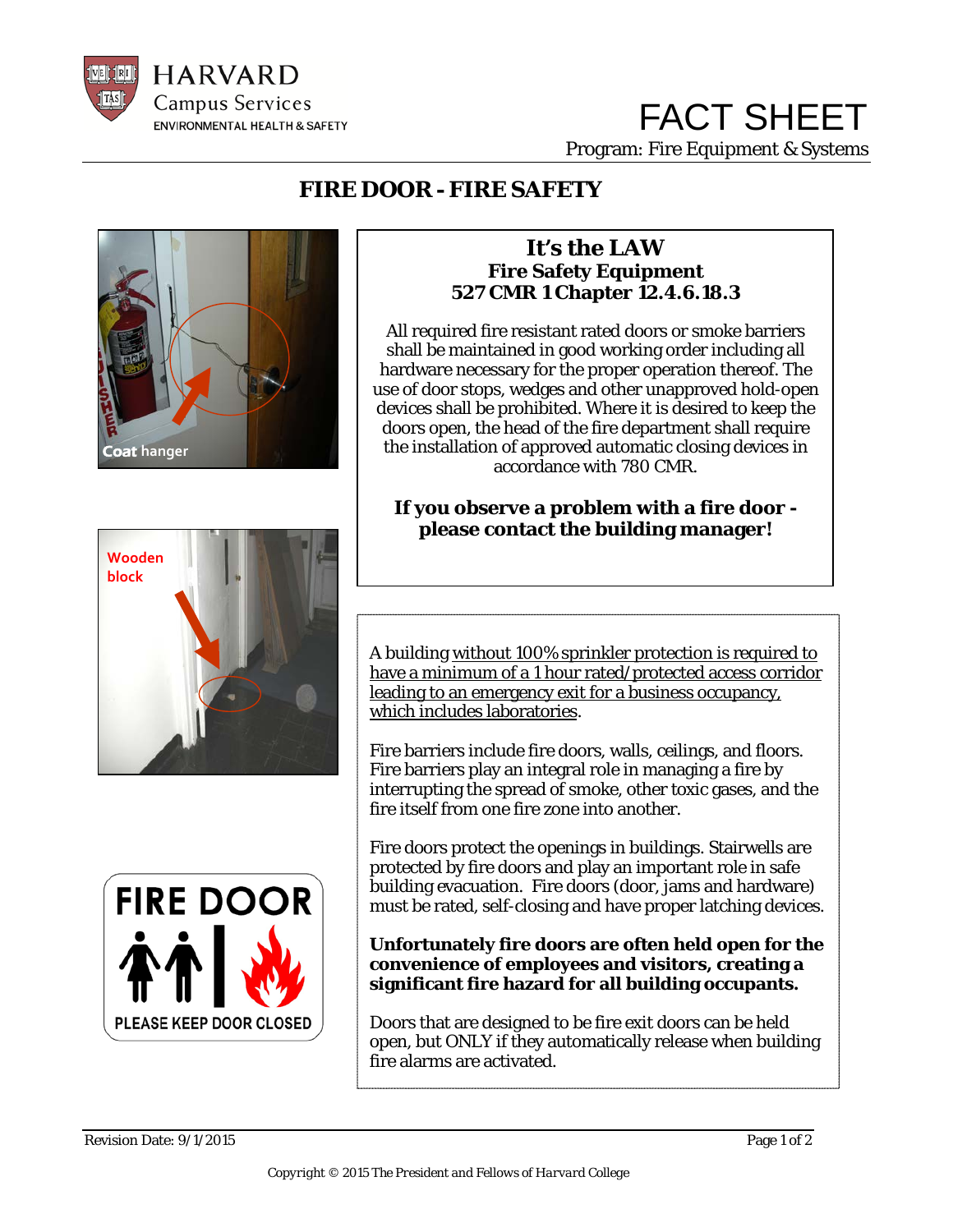HARVARD
Campus Services
ENVIRONMENTAL HEALTH & SAFETY

# FACT SHEET

Program: Fire Equipment & Systems

## FIRE DOOR - FIRE SAFETY

Coat hanger

Wooden block

FIRE DOOR

PLEASE KEEP DOOR CLOSED

### It's the LAW
**Fire Safety Equipment**
**527 CMR 1 Chapter 12.4.6.18.3**

All required fire resistant rated doors or smoke barriers shall be maintained in good working order including all hardware necessary for the proper operation thereof. The use of door stops, wedges and other unapproved hold-open devices shall be prohibited. Where it is desired to keep the doors open, the head of the fire department shall require the installation of approved automatic closing devices in accordance with 780 CMR.

**If you observe a problem with a fire door - please contact the building manager!**

A building without 100% sprinkler protection is required to have a minimum of a 1 hour rated/protected access corridor leading to an emergency exit for a business occupancy, which includes laboratories.

Fire barriers include fire doors, walls, ceilings, and floors. Fire barriers play an integral role in managing a fire by interrupting the spread of smoke, other toxic gases, and the fire itself from one fire zone into another.

Fire doors protect the openings in buildings. Stairwells are protected by fire doors and play an important role in safe building evacuation. Fire doors (door, jams and hardware) must be rated, self-closing and have proper latching devices.

**Unfortunately fire doors are often held open for the convenience of employees and visitors, creating a significant fire hazard for all building occupants.**

Doors that are designed to be fire exit doors can be held open, but ONLY if they automatically release when building fire alarms are activated.

Revision Date: 9/1/2015

Copyright © 2015 The President and Fellows of Harvard College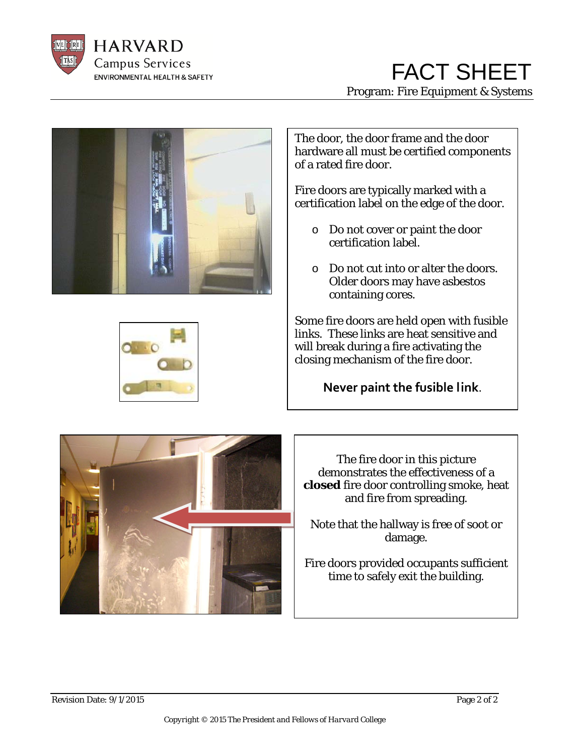The door, the door frame and the door hardware all must be certified components of a rated fire door.

Fire doors are typically marked with a certification label on the edge of the door.

- Do not cover or paint the door certification label.
- Do not cut into or alter the doors. Older doors may have asbestos containing cores.

Some fire doors are held open with fusible links. These links are heat sensitive and will break during a fire activating the closing mechanism of the fire door.

**Never paint the fusible link**.

The fire door in this picture demonstrates the effectiveness of a **closed** fire door controlling smoke, heat and fire from spreading.

Note that the hallway is free of soot or damage.

Fire doors provided occupants sufficient time to safely exit the building.

Revision Date: 9/1/2015

*Copyright © 2015 The President and Fellows of Harvard College*